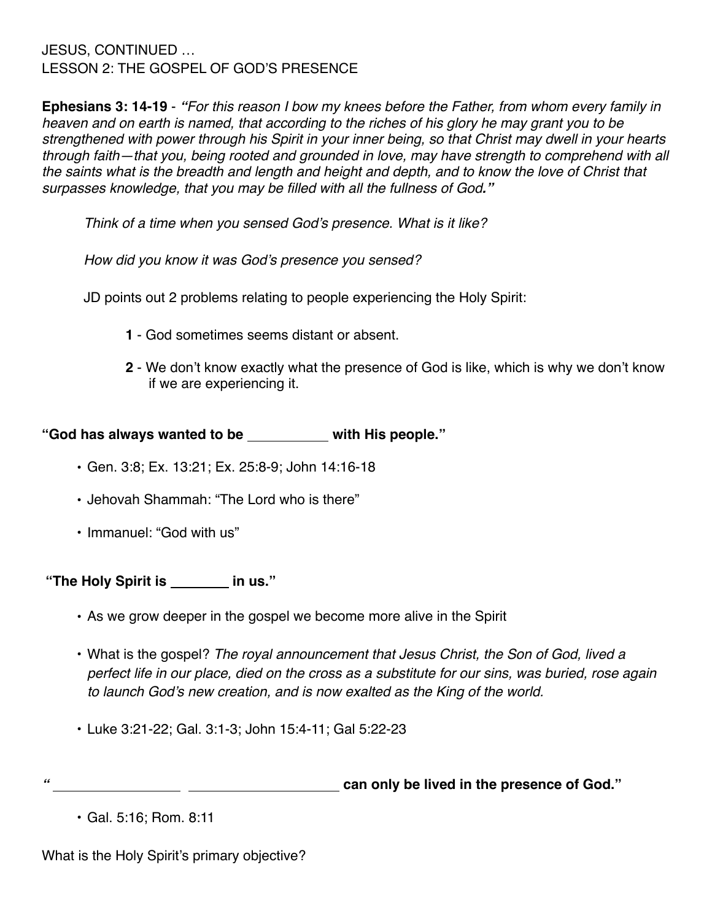JESUS, CONTINUED …
LESSON 2: THE GOSPEL OF GOD'S PRESENCE

**Ephesians 3: 14-19** - *"For this reason I bow my knees before the Father, from whom every family in heaven and on earth is named, that according to the riches of his glory he may grant you to be strengthened with power through his Spirit in your inner being, so that Christ may dwell in your hearts through faith—that you, being rooted and grounded in love, may have strength to comprehend with all the saints what is the breadth and length and height and depth, and to know the love of Christ that surpasses knowledge, that you may be filled with all the fullness of God."*

*Think of a time when you sensed God's presence. What is it like?*

*How did you know it was God's presence you sensed?*

JD points out 2 problems relating to people experiencing the Holy Spirit:

**1** - God sometimes seems distant or absent.

**2** - We don't know exactly what the presence of God is like, which is why we don't know if we are experiencing it.

**"God has always wanted to be __________ with His people."**

- Gen. 3:8; Ex. 13:21; Ex. 25:8-9; John 14:16-18
- Jehovah Shammah: "The Lord who is there"
- Immanuel: "God with us"

**"The Holy Spirit is ________ in us."**

- As we grow deeper in the gospel we become more alive in the Spirit
- What is the gospel? *The royal announcement that Jesus Christ, the Son of God, lived a perfect life in our place, died on the cross as a substitute for our sins, was buried, rose again to launch God's new creation, and is now exalted as the King of the world.*
- Luke 3:21-22; Gal. 3:1-3; John 15:4-11; Gal 5:22-23

**" _________________ ___________________ can only be lived in the presence of God."**

- Gal. 5:16; Rom. 8:11

What is the Holy Spirit's primary objective?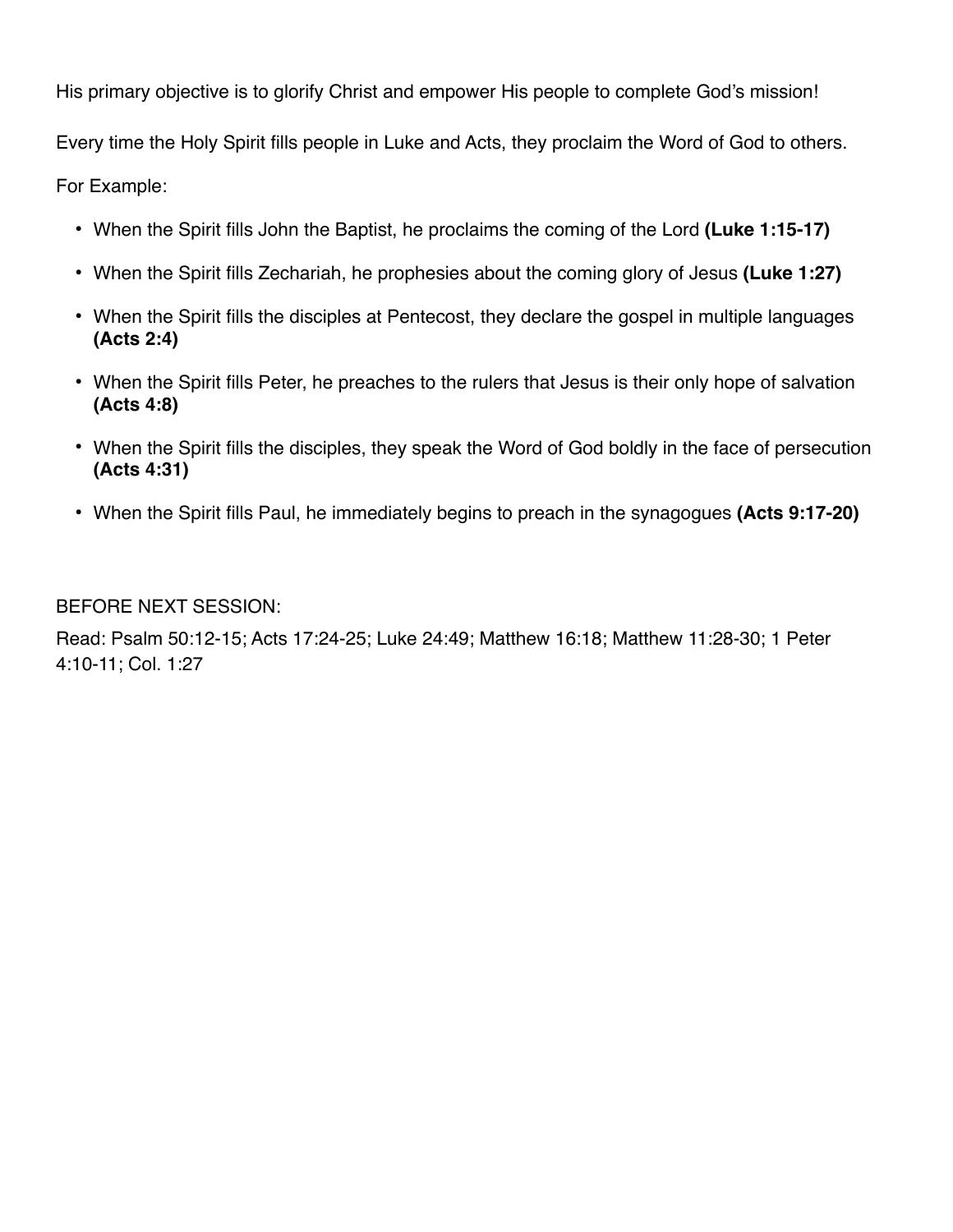His primary objective is to glorify Christ and empower His people to complete God's mission!

Every time the Holy Spirit fills people in Luke and Acts, they proclaim the Word of God to others.

For Example:

- When the Spirit fills John the Baptist, he proclaims the coming of the Lord **(Luke 1:15-17)**
- When the Spirit fills Zechariah, he prophesies about the coming glory of Jesus **(Luke 1:27)**
- When the Spirit fills the disciples at Pentecost, they declare the gospel in multiple languages **(Acts 2:4)**
- When the Spirit fills Peter, he preaches to the rulers that Jesus is their only hope of salvation **(Acts 4:8)**
- When the Spirit fills the disciples, they speak the Word of God boldly in the face of persecution **(Acts 4:31)**
- When the Spirit fills Paul, he immediately begins to preach in the synagogues **(Acts 9:17-20)**

BEFORE NEXT SESSION:

Read: Psalm 50:12-15; Acts 17:24-25; Luke 24:49; Matthew 16:18; Matthew 11:28-30; 1 Peter 4:10-11; Col. 1:27